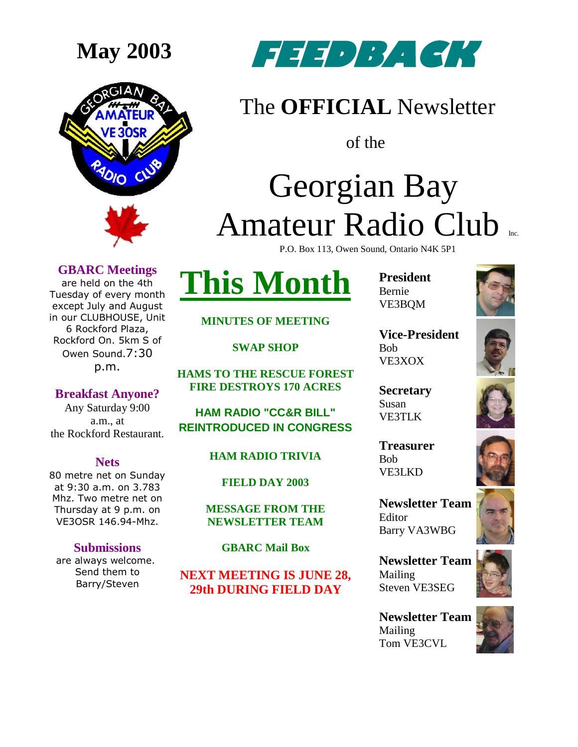**May 2003**

# FEEDBACK

## The **OFFICIAL** Newsletter

of the

# Georgian Bay Amateur Radio Club Inc.

P.O. Box 113, Owen Sound, Ontario N4K 5P1

### GBARC Meetings

are held on the 4th Tuesday of every month except July and August in our CLUBHOUSE, Unit 6 Rockford Plaza, Rockford On. 5km S of Owen Sound. 7:30 p.m.

### Breakfast Anyone?

Any Saturday 9:00 a.m., at the Rockford Restaurant.

### Nets

80 metre net on Sunday at 9:30 a.m. on 3.783 Mhz. Two metre net on Thursday at 9 p.m. on VE3OSR 146.94-Mhz.

### Submissions

are always welcome. Send them to Barry/Steven

# This Month

**MINUTES OF MEETING**

**SWAP SHOP**

**HAMS TO THE RESCUE FOREST FIRE DESTROYS 170 ACRES**

**HAM RADIO "CC&R BILL" REINTRODUCED IN CONGRESS**

**HAM RADIO TRIVIA**

**FIELD DAY 2003**

**MESSAGE FROM THE NEWSLETTER TEAM**

**GBARC Mail Box**

**NEXT MEETING IS JUNE 28, 29th DURING FIELD DAY**

**President**
Bernie
VE3BQM

**Vice-President**
Bob
VE3XOX

**Secretary**
Susan
VE3TLK

**Treasurer**
Bob
VE3LKD

**Newsletter Team**
Editor
Barry VA3WBG

**Newsletter Team**
Mailing
Steven VE3SEG

**Newsletter Team**
Mailing
Tom VE3CVL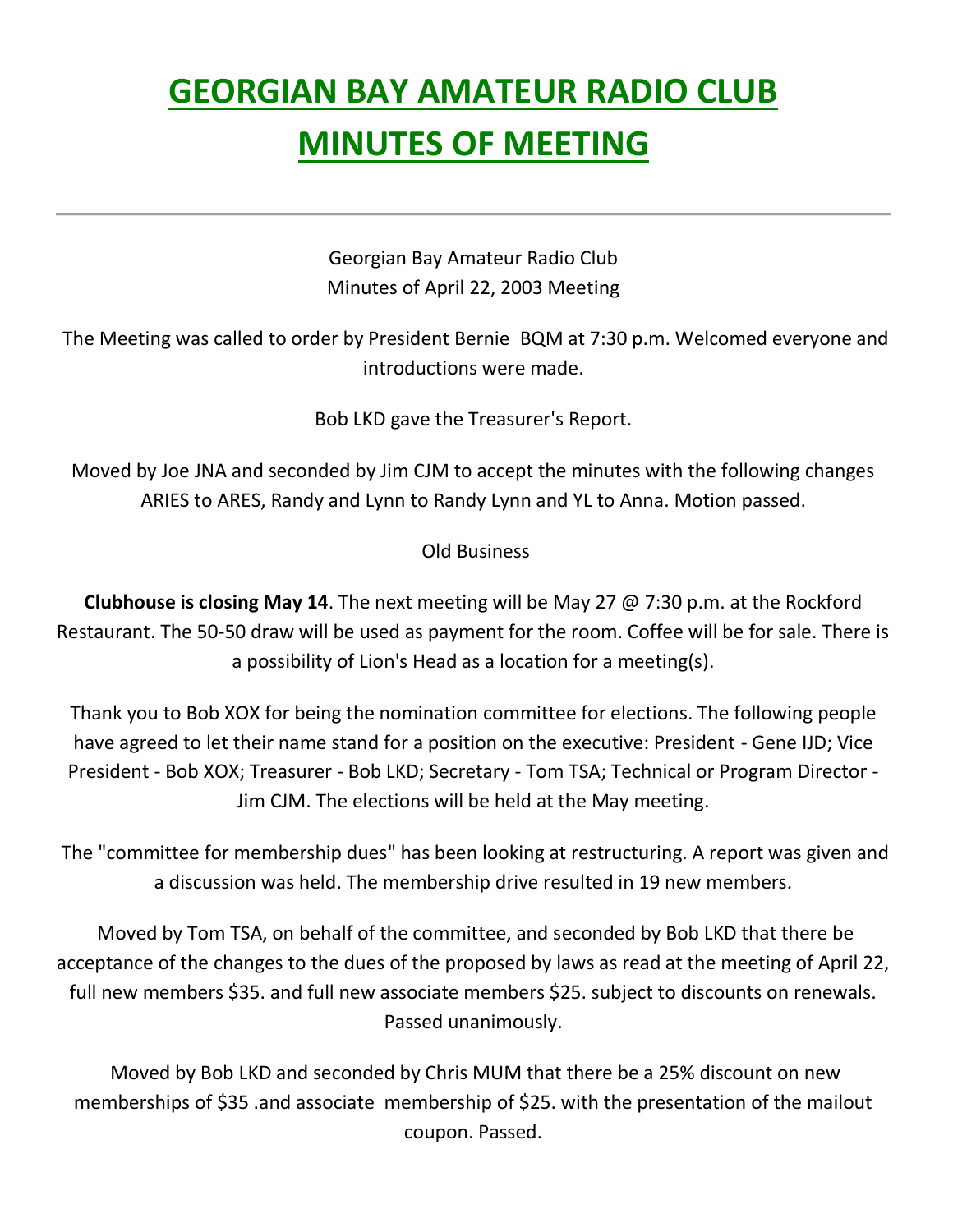# GEORGIAN BAY AMATEUR RADIO CLUB
# MINUTES OF MEETING

---

Georgian Bay Amateur Radio Club
Minutes of April 22, 2003 Meeting

The Meeting was called to order by President Bernie BQM at 7:30 p.m. Welcomed everyone and introductions were made.

Bob LKD gave the Treasurer's Report.

Moved by Joe JNA and seconded by Jim CJM to accept the minutes with the following changes ARIES to ARES, Randy and Lynn to Randy Lynn and YL to Anna. Motion passed.

Old Business

**Clubhouse is closing May 14**. The next meeting will be May 27 @ 7:30 p.m. at the Rockford Restaurant. The 50-50 draw will be used as payment for the room. Coffee will be for sale. There is a possibility of Lion's Head as a location for a meeting(s).

Thank you to Bob XOX for being the nomination committee for elections. The following people have agreed to let their name stand for a position on the executive: President - Gene IJD; Vice President - Bob XOX; Treasurer - Bob LKD; Secretary - Tom TSA; Technical or Program Director - Jim CJM. The elections will be held at the May meeting.

The "committee for membership dues" has been looking at restructuring. A report was given and a discussion was held. The membership drive resulted in 19 new members.

Moved by Tom TSA, on behalf of the committee, and seconded by Bob LKD that there be acceptance of the changes to the dues of the proposed by laws as read at the meeting of April 22, full new members $35. and full new associate members $25. subject to discounts on renewals. Passed unanimously.

Moved by Bob LKD and seconded by Chris MUM that there be a 25% discount on new memberships of $35 .and associate membership of $25. with the presentation of the mailout coupon. Passed.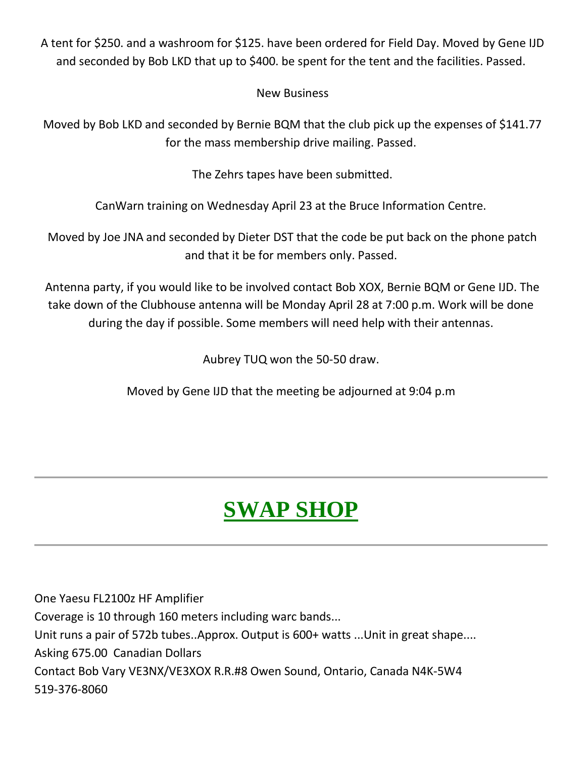A tent for $250. and a washroom for $125. have been ordered for Field Day. Moved by Gene IJD and seconded by Bob LKD that up to $400. be spent for the tent and the facilities. Passed.

New Business

Moved by Bob LKD and seconded by Bernie BQM that the club pick up the expenses of $141.77 for the mass membership drive mailing. Passed.

The Zehrs tapes have been submitted.

CanWarn training on Wednesday April 23 at the Bruce Information Centre.

Moved by Joe JNA and seconded by Dieter DST that the code be put back on the phone patch and that it be for members only. Passed.

Antenna party, if you would like to be involved contact Bob XOX, Bernie BQM or Gene IJD. The take down of the Clubhouse antenna will be Monday April 28 at 7:00 p.m. Work will be done during the day if possible. Some members will need help with their antennas.

Aubrey TUQ won the 50-50 draw.

Moved by Gene IJD that the meeting be adjourned at 9:04 p.m

---

# SWAP SHOP

---

One Yaesu FL2100z HF Amplifier
Coverage is 10 through 160 meters including warc bands...
Unit runs a pair of 572b tubes..Approx. Output is 600+ watts ...Unit in great shape....
Asking 675.00 Canadian Dollars
Contact Bob Vary VE3NX/VE3XOX R.R.#8 Owen Sound, Ontario, Canada N4K-5W4
519-376-8060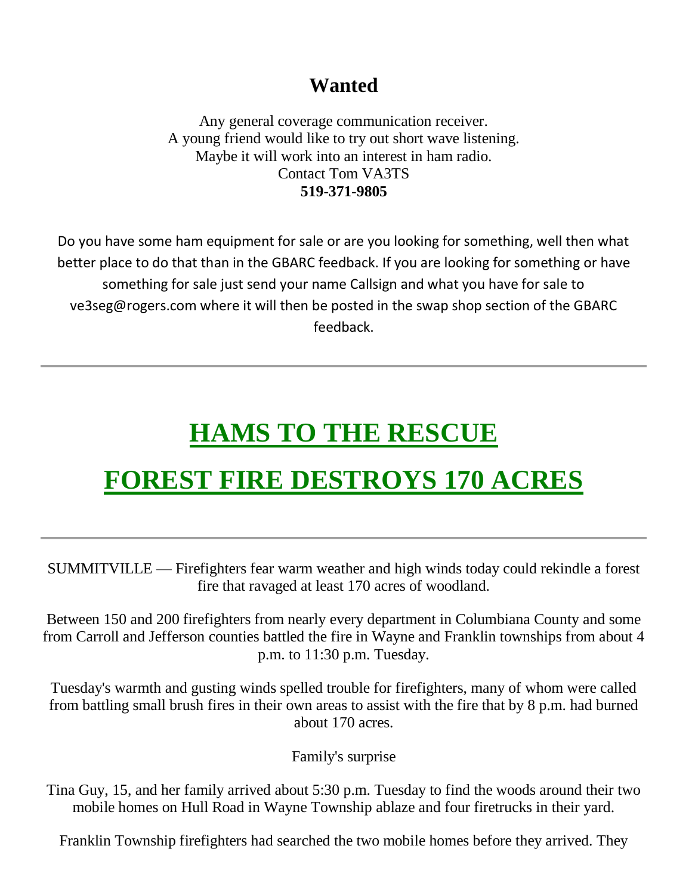## Wanted

Any general coverage communication receiver.
A young friend would like to try out short wave listening.
Maybe it will work into an interest in ham radio.
Contact Tom VA3TS
**519-371-9805**

Do you have some ham equipment for sale or are you looking for something, well then what better place to do that than in the GBARC feedback. If you are looking for something or have something for sale just send your name Callsign and what you have for sale to ve3seg@rogers.com where it will then be posted in the swap shop section of the GBARC feedback.

---

# HAMS TO THE RESCUE

# FOREST FIRE DESTROYS 170 ACRES

---

SUMMITVILLE — Firefighters fear warm weather and high winds today could rekindle a forest fire that ravaged at least 170 acres of woodland.

Between 150 and 200 firefighters from nearly every department in Columbiana County and some from Carroll and Jefferson counties battled the fire in Wayne and Franklin townships from about 4 p.m. to 11:30 p.m. Tuesday.

Tuesday's warmth and gusting winds spelled trouble for firefighters, many of whom were called from battling small brush fires in their own areas to assist with the fire that by 8 p.m. had burned about 170 acres.

Family's surprise

Tina Guy, 15, and her family arrived about 5:30 p.m. Tuesday to find the woods around their two mobile homes on Hull Road in Wayne Township ablaze and four firetrucks in their yard.

Franklin Township firefighters had searched the two mobile homes before they arrived. They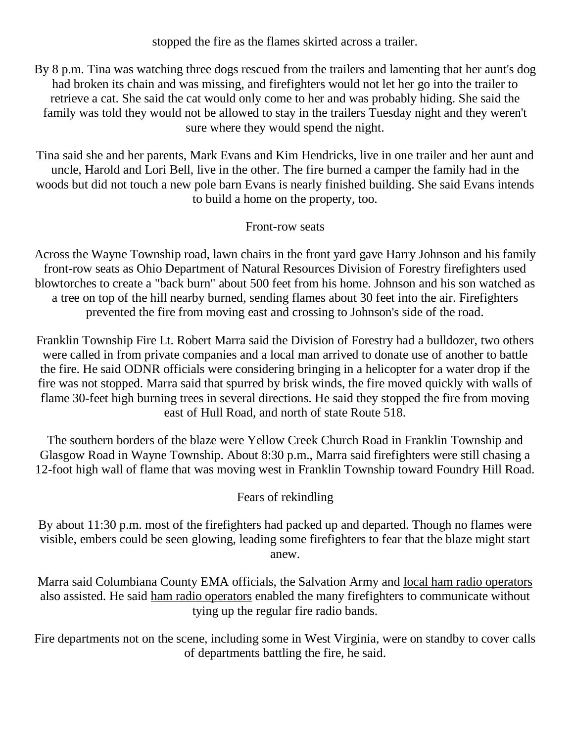stopped the fire as the flames skirted across a trailer.

By 8 p.m. Tina was watching three dogs rescued from the trailers and lamenting that her aunt's dog had broken its chain and was missing, and firefighters would not let her go into the trailer to retrieve a cat. She said the cat would only come to her and was probably hiding. She said the family was told they would not be allowed to stay in the trailers Tuesday night and they weren't sure where they would spend the night.

Tina said she and her parents, Mark Evans and Kim Hendricks, live in one trailer and her aunt and uncle, Harold and Lori Bell, live in the other. The fire burned a camper the family had in the woods but did not touch a new pole barn Evans is nearly finished building. She said Evans intends to build a home on the property, too.

## Front-row seats

Across the Wayne Township road, lawn chairs in the front yard gave Harry Johnson and his family front-row seats as Ohio Department of Natural Resources Division of Forestry firefighters used blowtorches to create a "back burn" about 500 feet from his home. Johnson and his son watched as a tree on top of the hill nearby burned, sending flames about 30 feet into the air. Firefighters prevented the fire from moving east and crossing to Johnson's side of the road.

Franklin Township Fire Lt. Robert Marra said the Division of Forestry had a bulldozer, two others were called in from private companies and a local man arrived to donate use of another to battle the fire. He said ODNR officials were considering bringing in a helicopter for a water drop if the fire was not stopped. Marra said that spurred by brisk winds, the fire moved quickly with walls of flame 30-feet high burning trees in several directions. He said they stopped the fire from moving east of Hull Road, and north of state Route 518.

The southern borders of the blaze were Yellow Creek Church Road in Franklin Township and Glasgow Road in Wayne Township. About 8:30 p.m., Marra said firefighters were still chasing a 12-foot high wall of flame that was moving west in Franklin Township toward Foundry Hill Road.

## Fears of rekindling

By about 11:30 p.m. most of the firefighters had packed up and departed. Though no flames were visible, embers could be seen glowing, leading some firefighters to fear that the blaze might start anew.

Marra said Columbiana County EMA officials, the Salvation Army and local ham radio operators also assisted. He said ham radio operators enabled the many firefighters to communicate without tying up the regular fire radio bands.

Fire departments not on the scene, including some in West Virginia, were on standby to cover calls of departments battling the fire, he said.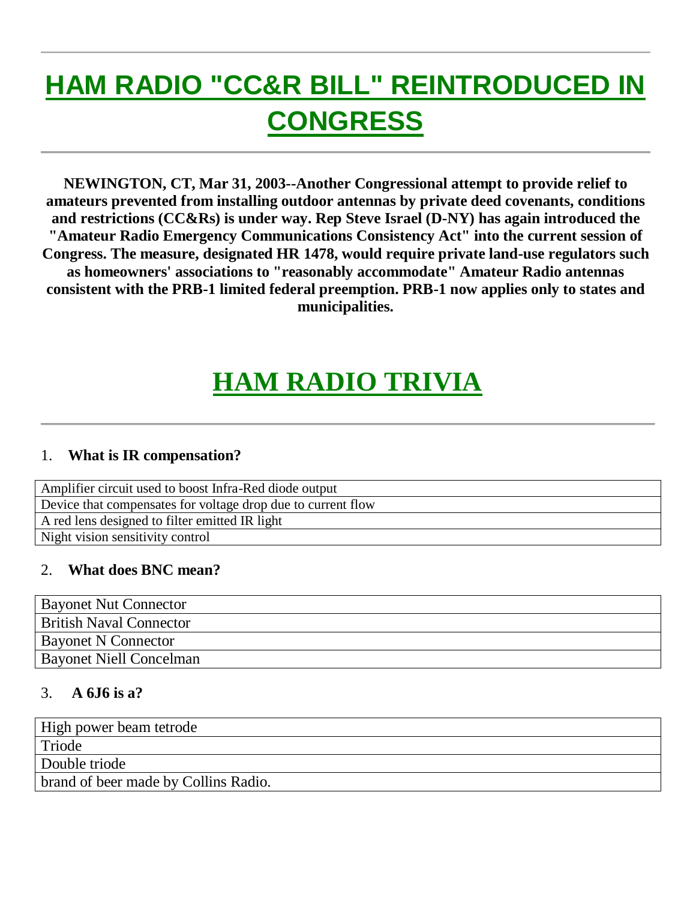# HAM RADIO "CC&R BILL" REINTRODUCED IN CONGRESS

**NEWINGTON, CT, Mar 31, 2003--Another Congressional attempt to provide relief to amateurs prevented from installing outdoor antennas by private deed covenants, conditions and restrictions (CC&Rs) is under way. Rep Steve Israel (D-NY) has again introduced the "Amateur Radio Emergency Communications Consistency Act" into the current session of Congress. The measure, designated HR 1478, would require private land-use regulators such as homeowners' associations to "reasonably accommodate" Amateur Radio antennas consistent with the PRB-1 limited federal preemption. PRB-1 now applies only to states and municipalities.**

# HAM RADIO TRIVIA

1. **What is IR compensation?**

| |
|---|
| Amplifier circuit used to boost Infra-Red diode output |
| Device that compensates for voltage drop due to current flow |
| A red lens designed to filter emitted IR light |
| Night vision sensitivity control |

2. **What does BNC mean?**

| |
|---|
| Bayonet Nut Connector |
| British Naval Connector |
| Bayonet N Connector |
| Bayonet Niell Concelman |

3. **A 6J6 is a?**

| |
|---|
| High power beam tetrode |
| Triode |
| Double triode |
| brand of beer made by Collins Radio. |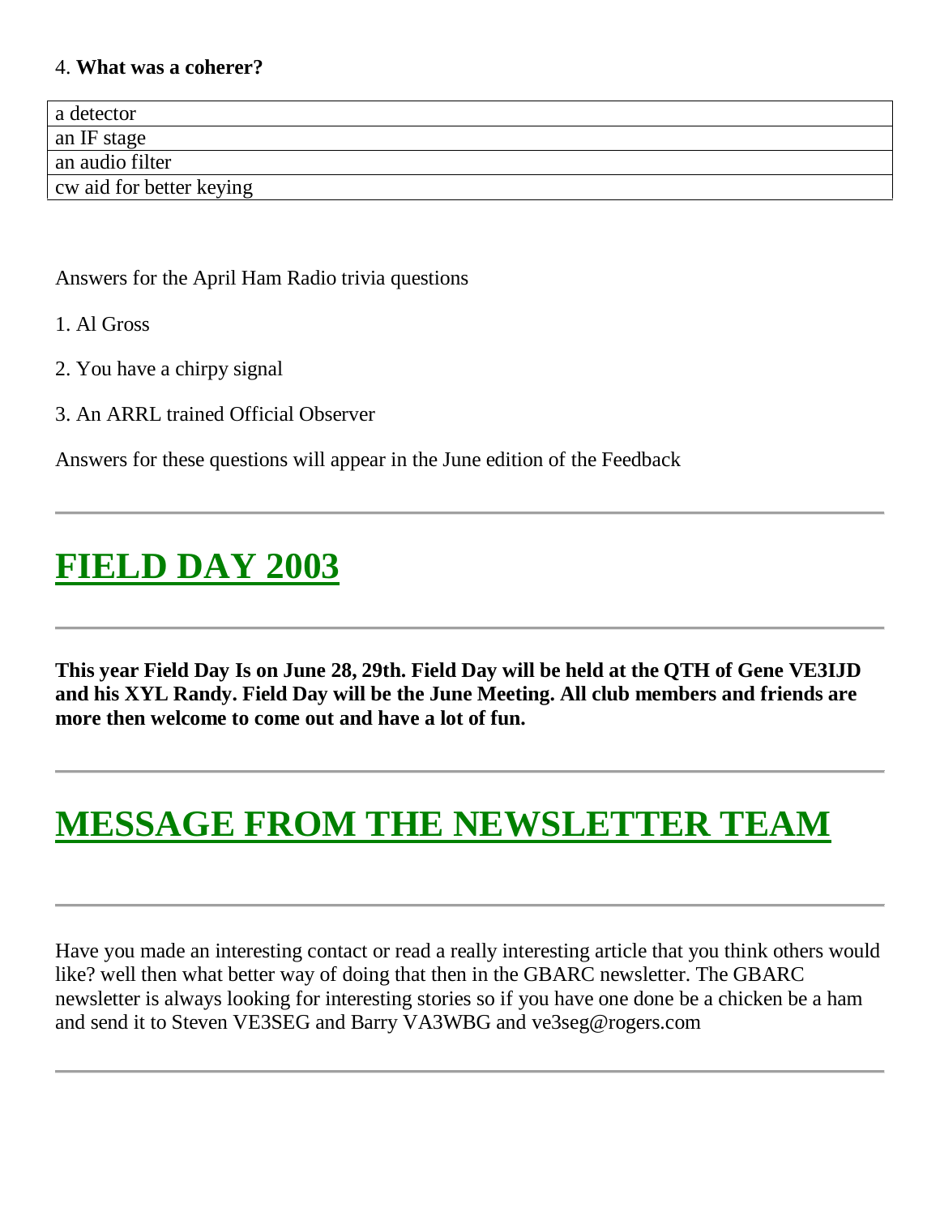4. **What was a coherer?**

| a detector |
|---|
| an IF stage |
| an audio filter |
| cw aid for better keying |

Answers for the April Ham Radio trivia questions

1. Al Gross

2. You have a chirpy signal

3. An ARRL trained Official Observer

Answers for these questions will appear in the June edition of the Feedback

---

# FIELD DAY 2003

---

**This year Field Day Is on June 28, 29th. Field Day will be held at the QTH of Gene VE3IJD and his XYL Randy. Field Day will be the June Meeting. All club members and friends are more then welcome to come out and have a lot of fun.**

---

# MESSAGE FROM THE NEWSLETTER TEAM

---

Have you made an interesting contact or read a really interesting article that you think others would like? well then what better way of doing that then in the GBARC newsletter. The GBARC newsletter is always looking for interesting stories so if you have one done be a chicken be a ham and send it to Steven VE3SEG and Barry VA3WBG and ve3seg@rogers.com

---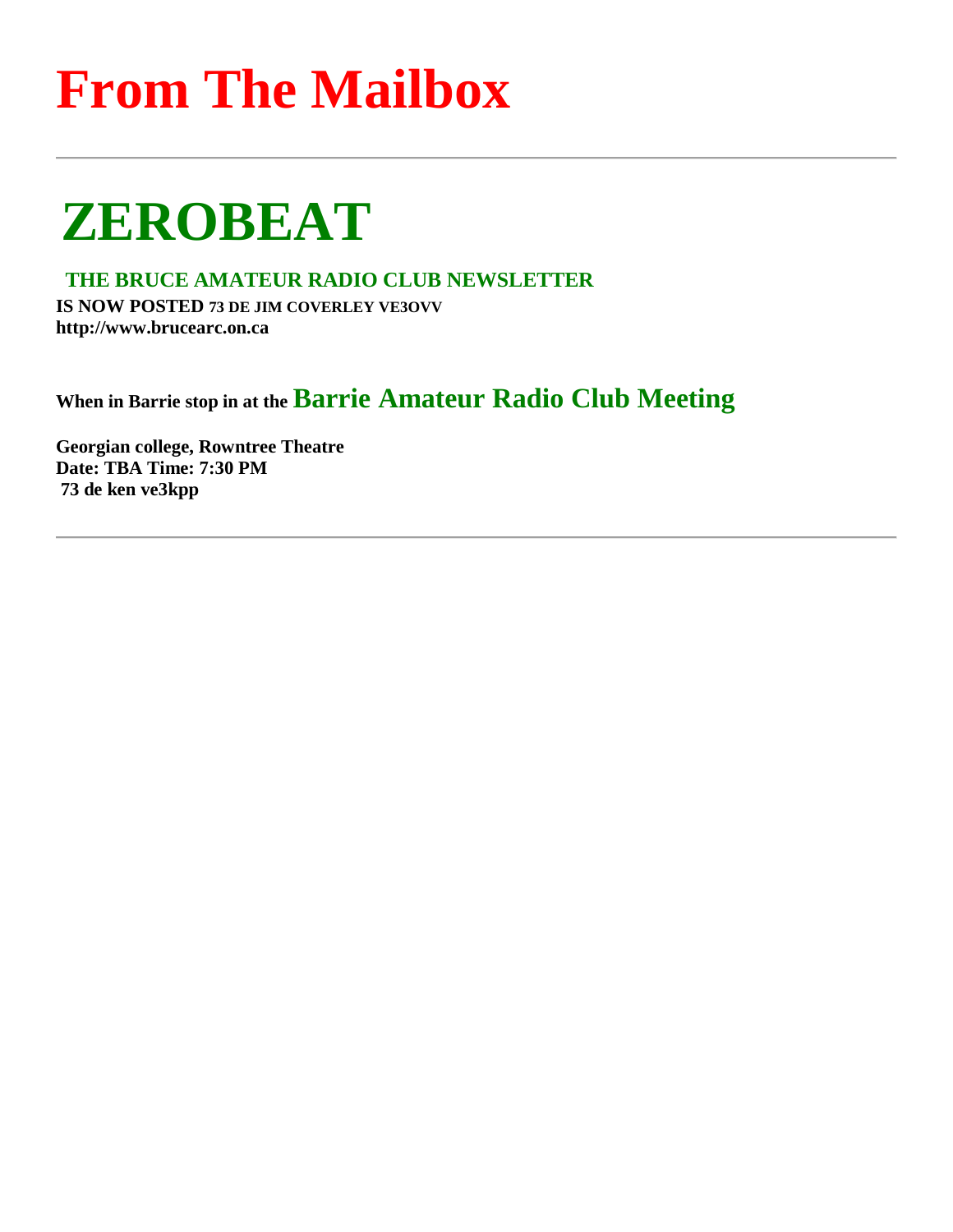# From The Mailbox

---

# ZEROBEAT

**THE BRUCE AMATEUR RADIO CLUB NEWSLETTER**
**IS NOW POSTED 73 DE JIM COVERLEY VE3OVV**
**http://www.brucearc.on.ca**

**When in Barrie stop in at the Barrie Amateur Radio Club Meeting**

**Georgian college, Rowntree Theatre**
**Date: TBA Time: 7:30 PM**
**73 de ken ve3kpp**

---